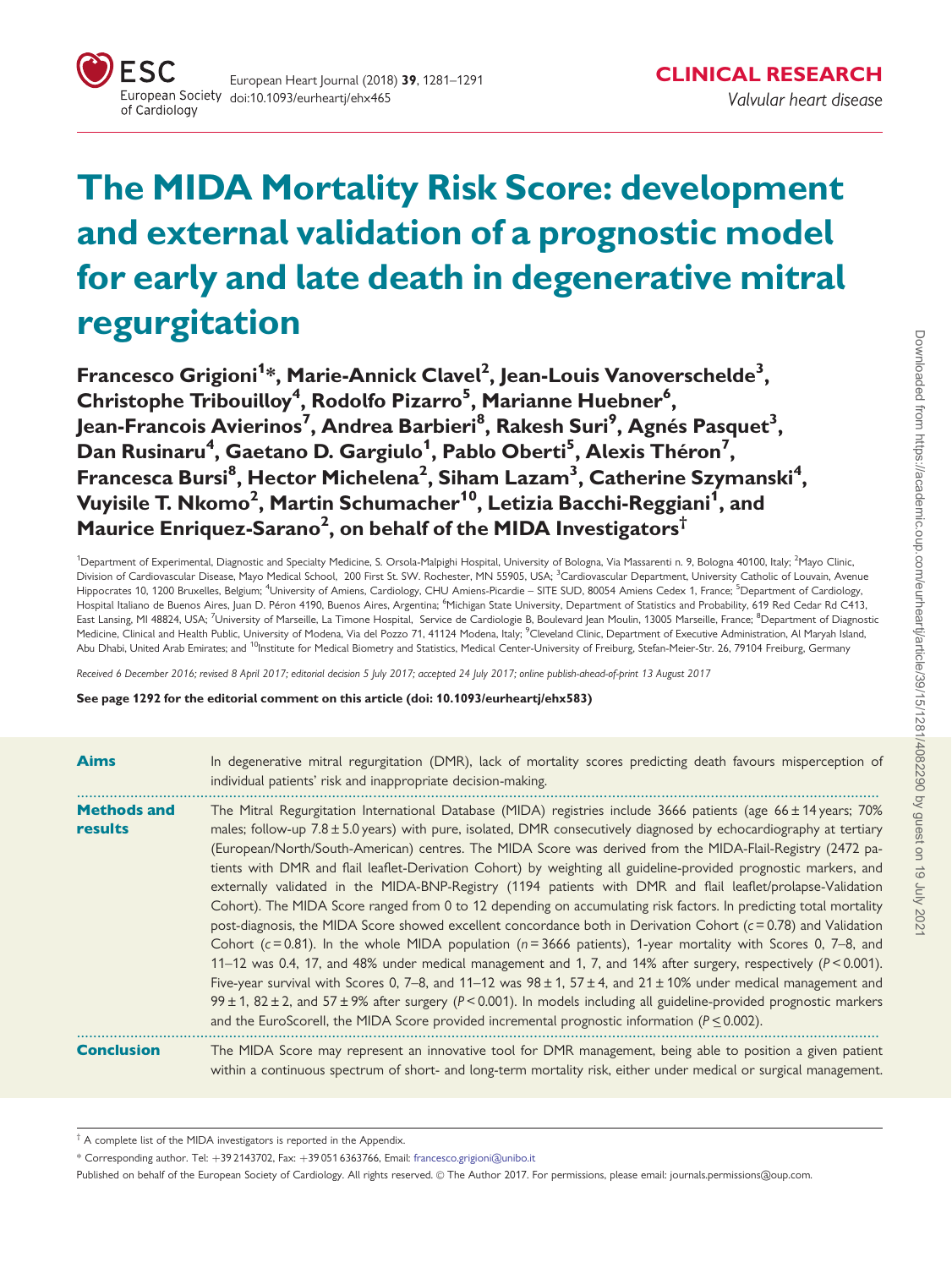CLINICAL RESEARCH

*Valvular heart disease*

# The MIDA Mortality Risk Score: development and external validation of a prognostic model for early and late death in degenerative mitral regurgitation

**Francesco Grigioni[1]\*, Marie-Annick Clavel[2], Jean-Louis Vanoverschelde[3], Christophe Tribouilloy[4], Rodolfo Pizarro[5], Marianne Huebner[6], Jean-Francois Avierinos[7], Andrea Barbieri[8], Rakesh Suri[9], Agnés Pasquet[3], Dan Rusinaru[4], Gaetano D. Gargiulo[1], Pablo Oberti[5], Alexis Théron[7], Francesca Bursi[8], Hector Michelena[2], Siham Lazam[3], Catherine Szymanski[4], Vuyisile T. Nkomo[2], Martin Schumacher[10], Letizia Bacchi-Reggiani[1], and Maurice Enriquez-Sarano[2], on behalf of the MIDA Investigators[†]**

[1]Department of Experimental, Diagnostic and Specialty Medicine, S. Orsola-Malpighi Hospital, University of Bologna, Via Massarenti n. 9, Bologna 40100, Italy; [2]Mayo Clinic, Division of Cardiovascular Disease, Mayo Medical School, 200 First St. SW. Rochester, MN 55905, USA; [3]Cardiovascular Department, University Catholic of Louvain, Avenue Hippocrates 10, 1200 Bruxelles, Belgium; [4]University of Amiens, Cardiology, CHU Amiens-Picardie – SITE SUD, 80054 Amiens Cedex 1, France; [5]Department of Cardiology, Hospital Italiano de Buenos Aires, Juan D. Péron 4190, Buenos Aires, Argentina; [6]Michigan State University, Department of Statistics and Probability, 619 Red Cedar Rd C413, East Lansing, MI 48824, USA; [7]University of Marseille, La Timone Hospital, Service de Cardiologie B, Boulevard Jean Moulin, 13005 Marseille, France; [8]Department of Diagnostic Medicine, Clinical and Health Public, University of Modena, Via del Pozzo 71, 41124 Modena, Italy; [9]Cleveland Clinic, Department of Executive Administration, Al Maryah Island, Abu Dhabi, United Arab Emirates; and [10]Institute for Medical Biometry and Statistics, Medical Center-University of Freiburg, Stefan-Meier-Str. 26, 79104 Freiburg, Germany

*Received 6 December 2016; revised 8 April 2017; editorial decision 5 July 2017; accepted 24 July 2017; online publish-ahead-of-print 13 August 2017*

**See page 1292 for the editorial comment on this article (doi: 10.1093/eurheartj/ehx583)**

**Aims**

In degenerative mitral regurgitation (DMR), lack of mortality scores predicting death favours misperception of individual patients' risk and inappropriate decision-making.

**Methods and results**

The Mitral Regurgitation International Database (MIDA) registries include 3666 patients (age 66 ± 14 years; 70% males; follow-up 7.8 ± 5.0 years) with pure, isolated, DMR consecutively diagnosed by echocardiography at tertiary (European/North/South-American) centres. The MIDA Score was derived from the MIDA-Flail-Registry (2472 patients with DMR and flail leaflet-Derivation Cohort) by weighting all guideline-provided prognostic markers, and externally validated in the MIDA-BNP-Registry (1194 patients with DMR and flail leaflet/prolapse-Validation Cohort). The MIDA Score ranged from 0 to 12 depending on accumulating risk factors. In predicting total mortality post-diagnosis, the MIDA Score showed excellent concordance both in Derivation Cohort ($c = 0.78$) and Validation Cohort ($c = 0.81$). In the whole MIDA population ($n = 3666$ patients), 1-year mortality with Scores 0, 7–8, and 11–12 was 0.4, 17, and 48% under medical management and 1, 7, and 14% after surgery, respectively ($P < 0.001$). Five-year survival with Scores 0, 7–8, and 11–12 was 98 ± 1, 57 ± 4, and 21 ± 10% under medical management and 99 ± 1, 82 ± 2, and 57 ± 9% after surgery ($P < 0.001$). In models including all guideline-provided prognostic markers and the EuroScoreII, the MIDA Score provided incremental prognostic information ($P \leq 0.002$).

**Conclusion**

The MIDA Score may represent an innovative tool for DMR management, being able to position a given patient within a continuous spectrum of short- and long-term mortality risk, either under medical or surgical management.

[†] A complete list of the MIDA investigators is reported in the Appendix.

\* Corresponding author. Tel: +39 2143702, Fax: +39 051 6363766, Email: francesco.grigioni@unibo.it

Published on behalf of the European Society of Cardiology. All rights reserved. © The Author 2017. For permissions, please email: journals.permissions@oup.com.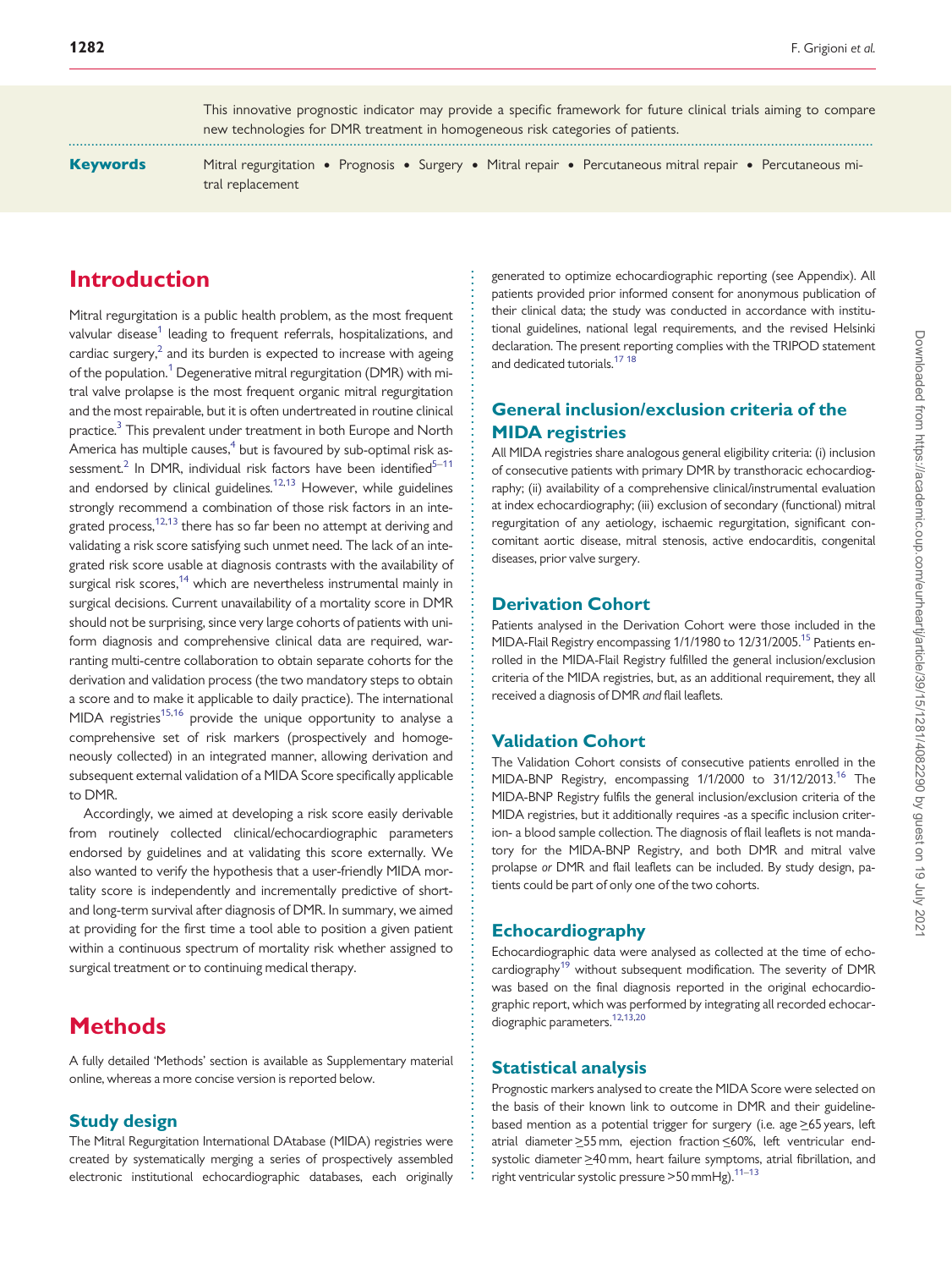This innovative prognostic indicator may provide a specific framework for future clinical trials aiming to compare new technologies for DMR treatment in homogeneous risk categories of patients.

**Keywords** Mitral regurgitation • Prognosis • Surgery • Mitral repair • Percutaneous mitral repair • Percutaneous mitral replacement

# Introduction

Mitral regurgitation is a public health problem, as the most frequent valvular disease[1] leading to frequent referrals, hospitalizations, and cardiac surgery,[2] and its burden is expected to increase with ageing of the population.[1] Degenerative mitral regurgitation (DMR) with mitral valve prolapse is the most frequent organic mitral regurgitation and the most repairable, but it is often undertreated in routine clinical practice.[3] This prevalent under treatment in both Europe and North America has multiple causes,[4] but is favoured by sub-optimal risk assessment.[2] In DMR, individual risk factors have been identified[5–11] and endorsed by clinical guidelines.[12,13] However, while guidelines strongly recommend a combination of those risk factors in an integrated process,[12,13] there has so far been no attempt at deriving and validating a risk score satisfying such unmet need. The lack of an integrated risk score usable at diagnosis contrasts with the availability of surgical risk scores,[14] which are nevertheless instrumental mainly in surgical decisions. Current unavailability of a mortality score in DMR should not be surprising, since very large cohorts of patients with uniform diagnosis and comprehensive clinical data are required, warranting multi-centre collaboration to obtain separate cohorts for the derivation and validation process (the two mandatory steps to obtain a score and to make it applicable to daily practice). The international MIDA registries[15,16] provide the unique opportunity to analyse a comprehensive set of risk markers (prospectively and homogeneously collected) in an integrated manner, allowing derivation and subsequent external validation of a MIDA Score specifically applicable to DMR.

Accordingly, we aimed at developing a risk score easily derivable from routinely collected clinical/echocardiographic parameters endorsed by guidelines and at validating this score externally. We also wanted to verify the hypothesis that a user-friendly MIDA mortality score is independently and incrementally predictive of short- and long-term survival after diagnosis of DMR. In summary, we aimed at providing for the first time a tool able to position a given patient within a continuous spectrum of mortality risk whether assigned to surgical treatment or to continuing medical therapy.

# Methods

A fully detailed 'Methods' section is available as Supplementary material online, whereas a more concise version is reported below.

## Study design

The Mitral Regurgitation International DAtabase (MIDA) registries were created by systematically merging a series of prospectively assembled electronic institutional echocardiographic databases, each originally generated to optimize echocardiographic reporting (see Appendix). All patients provided prior informed consent for anonymous publication of their clinical data; the study was conducted in accordance with institutional guidelines, national legal requirements, and the revised Helsinki declaration. The present reporting complies with the TRIPOD statement and dedicated tutorials.[17 18]

## General inclusion/exclusion criteria of the MIDA registries

All MIDA registries share analogous general eligibility criteria: (i) inclusion of consecutive patients with primary DMR by transthoracic echocardiography; (ii) availability of a comprehensive clinical/instrumental evaluation at index echocardiography; (iii) exclusion of secondary (functional) mitral regurgitation of any aetiology, ischaemic regurgitation, significant concomitant aortic disease, mitral stenosis, active endocarditis, congenital diseases, prior valve surgery.

## Derivation Cohort

Patients analysed in the Derivation Cohort were those included in the MIDA-Flail Registry encompassing 1/1/1980 to 12/31/2005.[15] Patients enrolled in the MIDA-Flail Registry fulfilled the general inclusion/exclusion criteria of the MIDA registries, but, as an additional requirement, they all received a diagnosis of DMR *and* flail leaflets.

## Validation Cohort

The Validation Cohort consists of consecutive patients enrolled in the MIDA-BNP Registry, encompassing 1/1/2000 to 31/12/2013.[16] The MIDA-BNP Registry fulfils the general inclusion/exclusion criteria of the MIDA registries, but it additionally requires -as a specific inclusion criterion- a blood sample collection. The diagnosis of flail leaflets is not mandatory for the MIDA-BNP Registry, and both DMR and mitral valve prolapse *or* DMR and flail leaflets can be included. By study design, patients could be part of only one of the two cohorts.

## Echocardiography

Echocardiographic data were analysed as collected at the time of echocardiography[19] without subsequent modification. The severity of DMR was based on the final diagnosis reported in the original echocardiographic report, which was performed by integrating all recorded echocardiographic parameters.[12,13,20]

## Statistical analysis

Prognostic markers analysed to create the MIDA Score were selected on the basis of their known link to outcome in DMR and their guideline-based mention as a potential trigger for surgery (i.e. age ≥65 years, left atrial diameter ≥55 mm, ejection fraction ≤60%, left ventricular end-systolic diameter ≥40 mm, heart failure symptoms, atrial fibrillation, and right ventricular systolic pressure >50 mmHg).[11–13]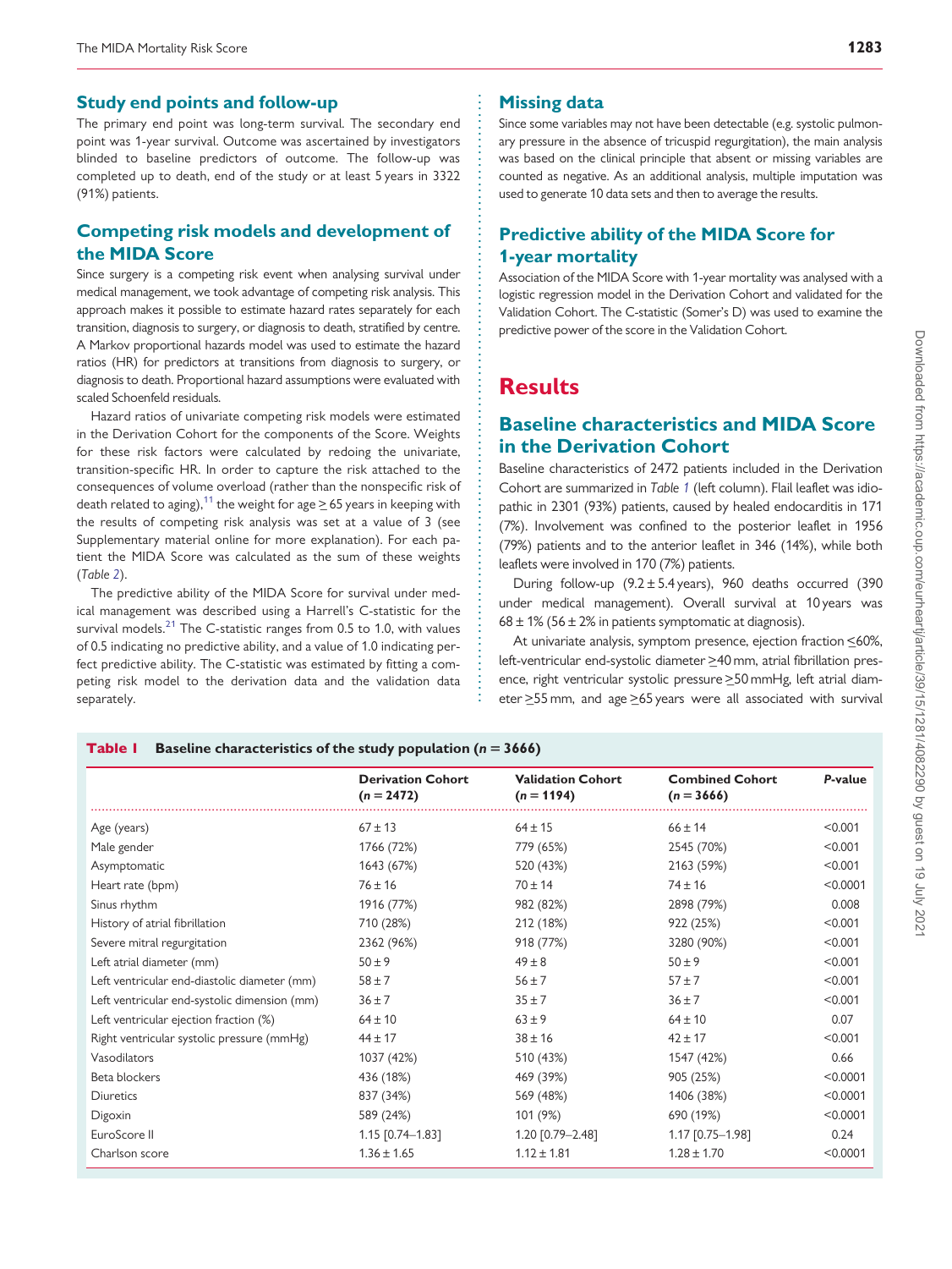## Study end points and follow-up

The primary end point was long-term survival. The secondary end point was 1-year survival. Outcome was ascertained by investigators blinded to baseline predictors of outcome. The follow-up was completed up to death, end of the study or at least 5 years in 3322 (91%) patients.

## Competing risk models and development of the MIDA Score

Since surgery is a competing risk event when analysing survival under medical management, we took advantage of competing risk analysis. This approach makes it possible to estimate hazard rates separately for each transition, diagnosis to surgery, or diagnosis to death, stratified by centre. A Markov proportional hazards model was used to estimate the hazard ratios (HR) for predictors at transitions from diagnosis to surgery, or diagnosis to death. Proportional hazard assumptions were evaluated with scaled Schoenfeld residuals.

Hazard ratios of univariate competing risk models were estimated in the Derivation Cohort for the components of the Score. Weights for these risk factors were calculated by redoing the univariate, transition-specific HR. In order to capture the risk attached to the consequences of volume overload (rather than the nonspecific risk of death related to aging),[11] the weight for age $\geq$ 65 years in keeping with the results of competing risk analysis was set at a value of 3 (see Supplementary material online for more explanation). For each patient the MIDA Score was calculated as the sum of these weights (*Table 2*).

The predictive ability of the MIDA Score for survival under medical management was described using a Harrell's C-statistic for the survival models.[21] The C-statistic ranges from 0.5 to 1.0, with values of 0.5 indicating no predictive ability, and a value of 1.0 indicating perfect predictive ability. The C-statistic was estimated by fitting a competing risk model to the derivation data and the validation data separately.

## Missing data

Since some variables may not have been detectable (e.g. systolic pulmonary pressure in the absence of tricuspid regurgitation), the main analysis was based on the clinical principle that absent or missing variables are counted as negative. As an additional analysis, multiple imputation was used to generate 10 data sets and then to average the results.

## Predictive ability of the MIDA Score for 1-year mortality

Association of the MIDA Score with 1-year mortality was analysed with a logistic regression model in the Derivation Cohort and validated for the Validation Cohort. The C-statistic (Somer's D) was used to examine the predictive power of the score in the Validation Cohort.

# Results

## Baseline characteristics and MIDA Score in the Derivation Cohort

Baseline characteristics of 2472 patients included in the Derivation Cohort are summarized in *Table 1* (left column). Flail leaflet was idiopathic in 2301 (93%) patients, caused by healed endocarditis in 171 (7%). Involvement was confined to the posterior leaflet in 1956 (79%) patients and to the anterior leaflet in 346 (14%), while both leaflets were involved in 170 (7%) patients.

During follow-up (9.2 ± 5.4 years), 960 deaths occurred (390 under medical management). Overall survival at 10 years was 68 ± 1% (56 ± 2% in patients symptomatic at diagnosis).

At univariate analysis, symptom presence, ejection fraction ≤60%, left-ventricular end-systolic diameter ≥40 mm, atrial fibrillation presence, right ventricular systolic pressure ≥50 mmHg, left atrial diameter ≥55 mm, and age ≥65 years were all associated with survival

**Table 1 Baseline characteristics of the study population (*n* = 3666)**

| | Derivation Cohort (*n* = 2472) | Validation Cohort (*n* = 1194) | Combined Cohort (*n* = 3666) | *P*-value |
|---|---|---|---|---|
| Age (years) | 67 ± 13 | 64 ± 15 | 66 ± 14 | <0.001 |
| Male gender | 1766 (72%) | 779 (65%) | 2545 (70%) | <0.001 |
| Asymptomatic | 1643 (67%) | 520 (43%) | 2163 (59%) | <0.001 |
| Heart rate (bpm) | 76 ± 16 | 70 ± 14 | 74 ± 16 | <0.0001 |
| Sinus rhythm | 1916 (77%) | 982 (82%) | 2898 (79%) | 0.008 |
| History of atrial fibrillation | 710 (28%) | 212 (18%) | 922 (25%) | <0.001 |
| Severe mitral regurgitation | 2362 (96%) | 918 (77%) | 3280 (90%) | <0.001 |
| Left atrial diameter (mm) | 50 ± 9 | 49 ± 8 | 50 ± 9 | <0.001 |
| Left ventricular end-diastolic diameter (mm) | 58 ± 7 | 56 ± 7 | 57 ± 7 | <0.001 |
| Left ventricular end-systolic dimension (mm) | 36 ± 7 | 35 ± 7 | 36 ± 7 | <0.001 |
| Left ventricular ejection fraction (%) | 64 ± 10 | 63 ± 9 | 64 ± 10 | 0.07 |
| Right ventricular systolic pressure (mmHg) | 44 ± 17 | 38 ± 16 | 42 ± 17 | <0.001 |
| Vasodilators | 1037 (42%) | 510 (43%) | 1547 (42%) | 0.66 |
| Beta blockers | 436 (18%) | 469 (39%) | 905 (25%) | <0.0001 |
| Diuretics | 837 (34%) | 569 (48%) | 1406 (38%) | <0.0001 |
| Digoxin | 589 (24%) | 101 (9%) | 690 (19%) | <0.0001 |
| EuroScore II | 1.15 [0.74–1.83] | 1.20 [0.79–2.48] | 1.17 [0.75–1.98] | 0.24 |
| Charlson score | 1.36 ± 1.65 | 1.12 ± 1.81 | 1.28 ± 1.70 | <0.0001 |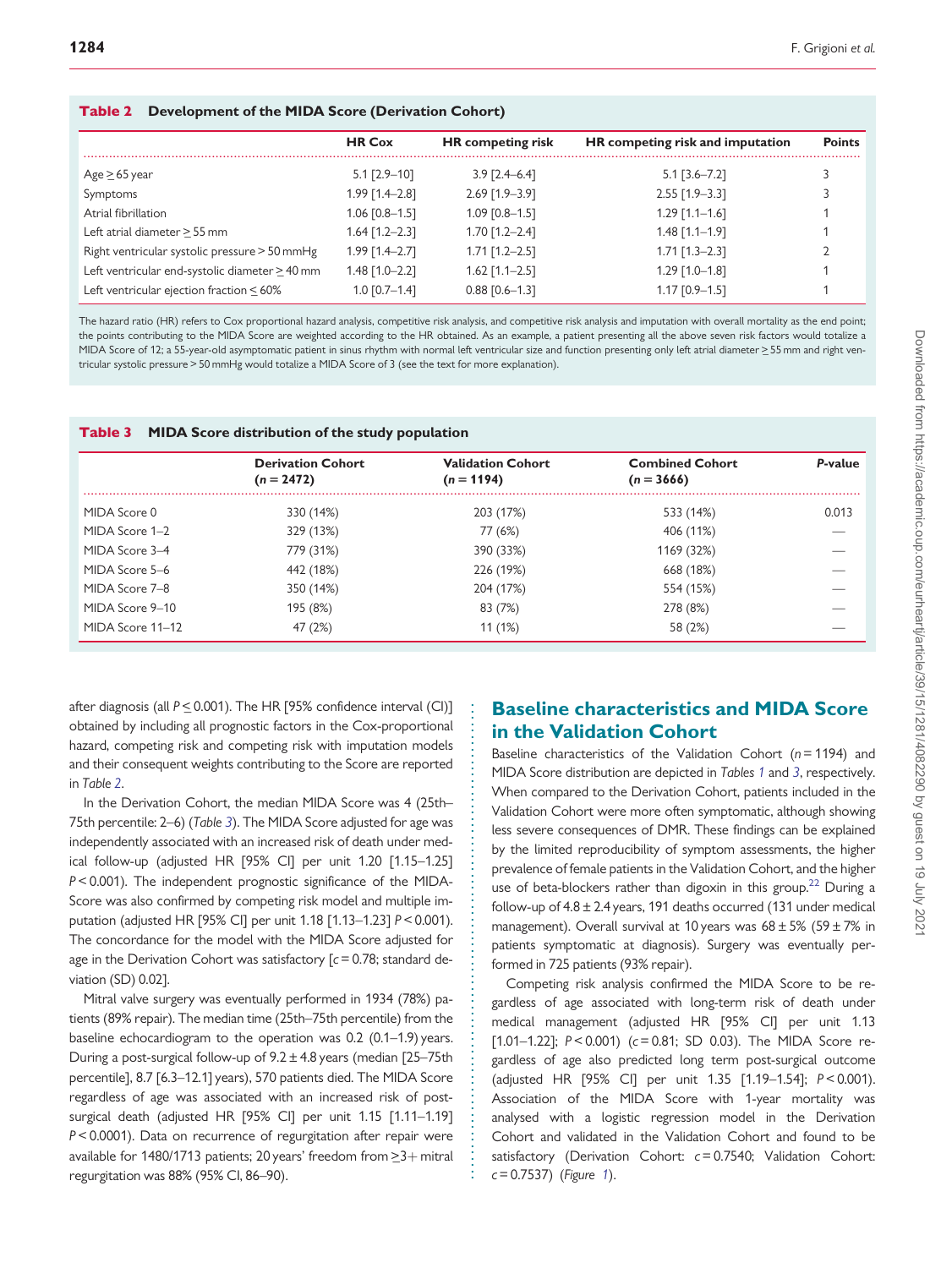**Table 2 Development of the MIDA Score (Derivation Cohort)**

| | HR Cox | HR competing risk | HR competing risk and imputation | Points |
|---|---|---|---|---|
| Age ≥ 65 year | 5.1 [2.9–10] | 3.9 [2.4–6.4] | 5.1 [3.6–7.2] | 3 |
| Symptoms | 1.99 [1.4–2.8] | 2.69 [1.9–3.9] | 2.55 [1.9–3.3] | 3 |
| Atrial fibrillation | 1.06 [0.8–1.5] | 1.09 [0.8–1.5] | 1.29 [1.1–1.6] | 1 |
| Left atrial diameter ≥ 55 mm | 1.64 [1.2–2.3] | 1.70 [1.2–2.4] | 1.48 [1.1–1.9] | 1 |
| Right ventricular systolic pressure > 50 mmHg | 1.99 [1.4–2.7] | 1.71 [1.2–2.5] | 1.71 [1.3–2.3] | 2 |
| Left ventricular end-systolic diameter ≥ 40 mm | 1.48 [1.0–2.2] | 1.62 [1.1–2.5] | 1.29 [1.0–1.8] | 1 |
| Left ventricular ejection fraction ≤ 60% | 1.0 [0.7–1.4] | 0.88 [0.6–1.3] | 1.17 [0.9–1.5] | 1 |

The hazard ratio (HR) refers to Cox proportional hazard analysis, competitive risk analysis, and competitive risk analysis and imputation with overall mortality as the end point; the points contributing to the MIDA Score are weighted according to the HR obtained. As an example, a patient presenting all the above seven risk factors would totalize a MIDA Score of 12; a 55-year-old asymptomatic patient in sinus rhythm with normal left ventricular size and function presenting only left atrial diameter ≥ 55 mm and right ventricular systolic pressure > 50 mmHg would totalize a MIDA Score of 3 (see the text for more explanation).

**Table 3 MIDA Score distribution of the study population**

| | Derivation Cohort ($n = 2472$) | Validation Cohort ($n = 1194$) | Combined Cohort ($n = 3666$) | *P*-value |
|---|---|---|---|---|
| MIDA Score 0 | 330 (14%) | 203 (17%) | 533 (14%) | 0.013 |
| MIDA Score 1–2 | 329 (13%) | 77 (6%) | 406 (11%) | — |
| MIDA Score 3–4 | 779 (31%) | 390 (33%) | 1169 (32%) | — |
| MIDA Score 5–6 | 442 (18%) | 226 (19%) | 668 (18%) | — |
| MIDA Score 7–8 | 350 (14%) | 204 (17%) | 554 (15%) | — |
| MIDA Score 9–10 | 195 (8%) | 83 (7%) | 278 (8%) | — |
| MIDA Score 11–12 | 47 (2%) | 11 (1%) | 58 (2%) | — |

after diagnosis (all $P \leq 0.001$). The HR [95% confidence interval (CI)] obtained by including all prognostic factors in the Cox-proportional hazard, competing risk and competing risk with imputation models and their consequent weights contributing to the Score are reported in *Table 2*.

In the Derivation Cohort, the median MIDA Score was 4 (25th–75th percentile: 2–6) (*Table 3*). The MIDA Score adjusted for age was independently associated with an increased risk of death under medical follow-up (adjusted HR [95% CI] per unit 1.20 [1.15–1.25] $P < 0.001$). The independent prognostic significance of the MIDA-Score was also confirmed by competing risk model and multiple imputation (adjusted HR [95% CI] per unit 1.18 [1.13–1.23] $P < 0.001$). The concordance for the model with the MIDA Score adjusted for age in the Derivation Cohort was satisfactory [$c = 0.78$; standard deviation (SD) 0.02].

Mitral valve surgery was eventually performed in 1934 (78%) patients (89% repair). The median time (25th–75th percentile) from the baseline echocardiogram to the operation was 0.2 (0.1–1.9) years. During a post-surgical follow-up of 9.2 ± 4.8 years (median [25–75th percentile], 8.7 [6.3–12.1] years), 570 patients died. The MIDA Score regardless of age was associated with an increased risk of post-surgical death (adjusted HR [95% CI] per unit 1.15 [1.11–1.19] $P < 0.0001$). Data on recurrence of regurgitation after repair were available for 1480/1713 patients; 20 years' freedom from ≥3+ mitral regurgitation was 88% (95% CI, 86–90).

## Baseline characteristics and MIDA Score in the Validation Cohort

Baseline characteristics of the Validation Cohort ($n = 1194$) and MIDA Score distribution are depicted in *Tables 1* and *3*, respectively. When compared to the Derivation Cohort, patients included in the Validation Cohort were more often symptomatic, although showing less severe consequences of DMR. These findings can be explained by the limited reproducibility of symptom assessments, the higher prevalence of female patients in the Validation Cohort, and the higher use of beta-blockers rather than digoxin in this group.[22] During a follow-up of 4.8 ± 2.4 years, 191 deaths occurred (131 under medical management). Overall survival at 10 years was 68 ± 5% (59 ± 7% in patients symptomatic at diagnosis). Surgery was eventually performed in 725 patients (93% repair).

Competing risk analysis confirmed the MIDA Score to be regardless of age associated with long-term risk of death under medical management (adjusted HR [95% CI] per unit 1.13 [1.01–1.22]; $P < 0.001$) ($c = 0.81$; SD 0.03). The MIDA Score regardless of age also predicted long term post-surgical outcome (adjusted HR [95% CI] per unit 1.35 [1.19–1.54]; $P < 0.001$). Association of the MIDA Score with 1-year mortality was analysed with a logistic regression model in the Derivation Cohort and validated in the Validation Cohort and found to be satisfactory (Derivation Cohort: $c = 0.7540$; Validation Cohort: $c = 0.7537$) (*Figure 1*).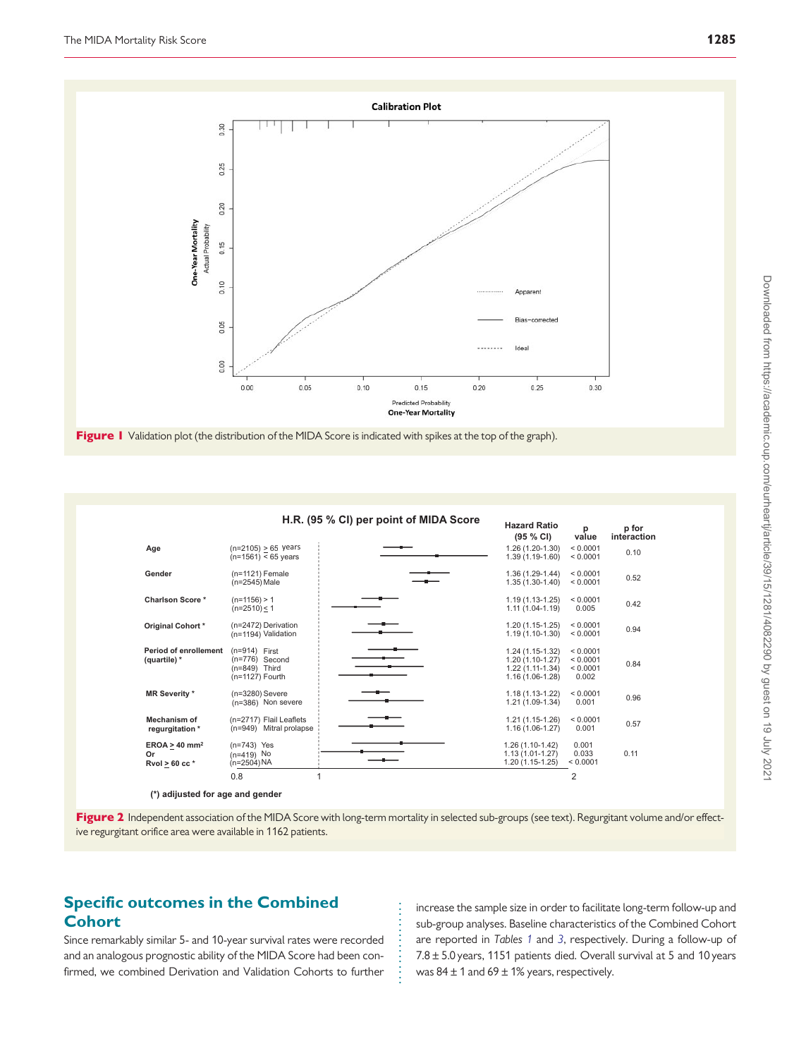**Figure 1** Validation plot (the distribution of the MIDA Score is indicated with spikes at the top of the graph).

| | | Hazard Ratio (95 % CI) | p value | p for interaction |
|---|---|---|---|---|
| Age | (n=2105) ≥ 65 years | 1.26 (1.20-1.30) | < 0.0001 | 0.10 |
| | (n=1561) < 65 years | 1.39 (1.19-1.60) | < 0.0001 | |
| Gender | (n=1121) Female | 1.36 (1.29-1.44) | < 0.0001 | 0.52 |
| | (n=2545) Male | 1.35 (1.30-1.40) | < 0.0001 | |
| Charlson Score * | (n=1156) > 1 | 1.19 (1.13-1.25) | < 0.0001 | 0.42 |
| | (n=2510) ≤ 1 | 1.11 (1.04-1.19) | 0.005 | |
| Original Cohort * | (n=2472) Derivation | 1.20 (1.15-1.25) | < 0.0001 | 0.94 |
| | (n=1194) Validation | 1.19 (1.10-1.30) | < 0.0001 | |
| Period of enrollement (quartile) * | (n=914) First | 1.24 (1.15-1.32) | < 0.0001 | 0.84 |
| | (n=776) Second | 1.20 (1.10-1.27) | < 0.0001 | |
| | (n=849) Third | 1.22 (1.11-1.34) | < 0.0001 | |
| | (n=1127) Fourth | 1.16 (1.06-1.28) | 0.002 | |
| MR Severity * | (n=3280) Severe | 1.18 (1.13-1.22) | < 0.0001 | 0.96 |
| | (n=386) Non severe | 1.21 (1.09-1.34) | 0.001 | |
| Mechanism of regurgitation * | (n=2717) Flail Leaflets | 1.21 (1.15-1.26) | < 0.0001 | 0.57 |
| | (n=949) Mitral prolapse | 1.16 (1.06-1.27) | 0.001 | |
| EROA ≥ 40 mm² Or Rvol ≥ 60 cc * | (n=743) Yes | 1.26 (1.10-1.42) | 0.001 | 0.11 |
| | (n=419) No | 1.13 (1.01-1.27) | 0.033 | |
| | (n=2504) NA | 1.20 (1.15-1.25) | < 0.0001 | |

(*) adijusted for age and gender

**Figure 2** Independent association of the MIDA Score with long-term mortality in selected sub-groups (see text). Regurgitant volume and/or effective regurgitant orifice area were available in 1162 patients.

## Specific outcomes in the Combined Cohort

Since remarkably similar 5- and 10-year survival rates were recorded and an analogous prognostic ability of the MIDA Score had been confirmed, we combined Derivation and Validation Cohorts to further increase the sample size in order to facilitate long-term follow-up and sub-group analyses. Baseline characteristics of the Combined Cohort are reported in *Tables 1* and *3*, respectively. During a follow-up of 7.8 ± 5.0 years, 1151 patients died. Overall survival at 5 and 10 years was 84 ± 1 and 69 ± 1% years, respectively.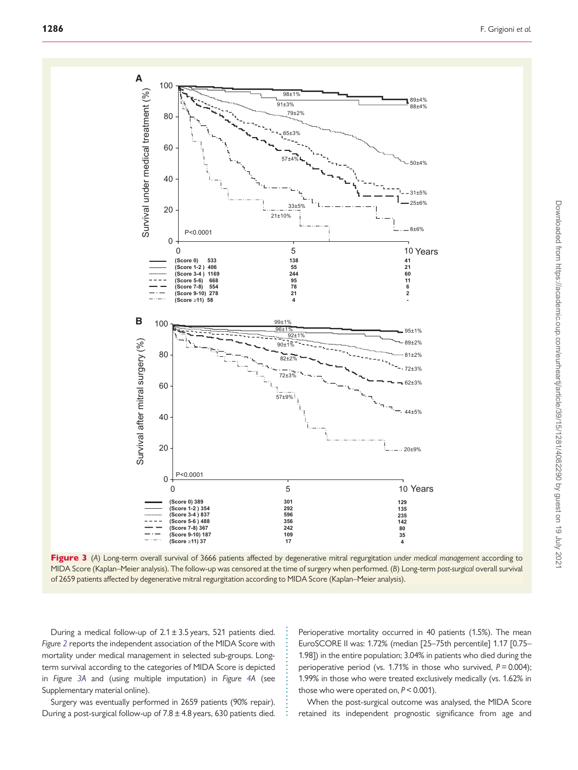**Figure 3** (*A*) Long-term overall survival of 3666 patients affected by degenerative mitral regurgitation *under medical management* according to MIDA Score (Kaplan–Meier analysis). The follow-up was censored at the time of surgery when performed. (*B*) Long-term *post-surgical* overall survival of 2659 patients affected by degenerative mitral regurgitation according to MIDA Score (Kaplan–Meier analysis).

During a medical follow-up of 2.1 ± 3.5 years, 521 patients died. *Figure 2* reports the independent association of the MIDA Score with mortality under medical management in selected sub-groups. Long-term survival according to the categories of MIDA Score is depicted in *Figure 3A* and (using multiple imputation) in *Figure 4A* (see Supplementary material online).

Surgery was eventually performed in 2659 patients (90% repair). During a post-surgical follow-up of 7.8 ± 4.8 years, 630 patients died. Perioperative mortality occurred in 40 patients (1.5%). The mean EuroSCORE II was: 1.72% (median [25–75th percentile] 1.17 [0.75–1.98]) in the entire population; 3.04% in patients who died during the perioperative period (vs. 1.71% in those who survived, $P = 0.004$); 1.99% in those who were treated exclusively medically (vs. 1.62% in those who were operated on, $P < 0.001$).

When the post-surgical outcome was analysed, the MIDA Score retained its independent prognostic significance from age and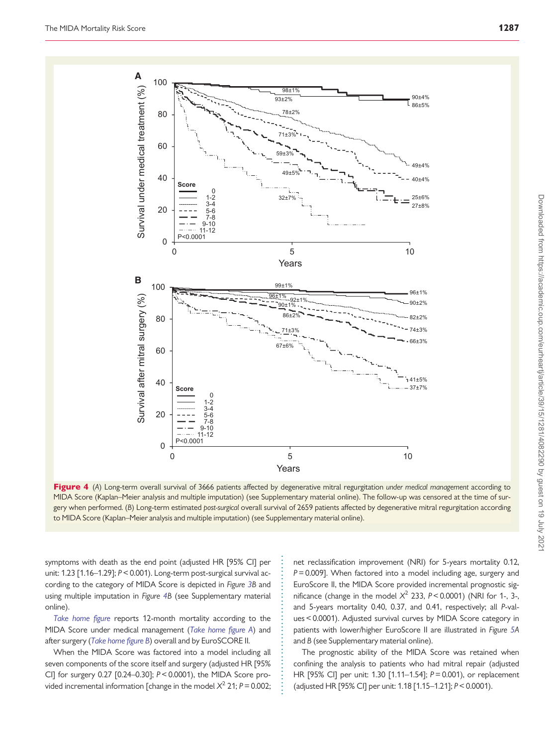**Figure 4** (*A*) Long-term overall survival of 3666 patients affected by degenerative mitral regurgitation *under medical management* according to MIDA Score (Kaplan–Meier analysis and multiple imputation) (see Supplementary material online). The follow-up was censored at the time of surgery when performed. (*B*) Long-term estimated *post-surgical* overall survival of 2659 patients affected by degenerative mitral regurgitation according to MIDA Score (Kaplan–Meier analysis and multiple imputation) (see Supplementary material online).

symptoms with death as the end point (adjusted HR [95% CI] per unit: 1.23 [1.16–1.29]; $P < 0.001$). Long-term post-surgical survival according to the category of MIDA Score is depicted in *Figure 3B* and using multiple imputation in *Figure 4B* (see Supplementary material online).

*Take home figure* reports 12-month mortality according to the MIDA Score under medical management (*Take home figure A*) and after surgery (*Take home figure B*) overall and by EuroSCORE II.

When the MIDA Score was factored into a model including all seven components of the score itself and surgery (adjusted HR [95% CI] for surgery 0.27 [0.24–0.30]; $P < 0.0001$), the MIDA Score provided incremental information [change in the model $X^2$ 21; $P = 0.002$; net reclassification improvement (NRI) for 5-years mortality 0.12, $P = 0.009$]. When factored into a model including age, surgery and EuroScore II, the MIDA Score provided incremental prognostic significance (change in the model $X^2$ 233, $P < 0.0001$) (NRI for 1-, 3-, and 5-years mortality 0.40, 0.37, and 0.41, respectively; all *P*-values < 0.0001). Adjusted survival curves by MIDA Score category in patients with lower/higher EuroScore II are illustrated in *Figure 5A* and *B* (see Supplementary material online).

The prognostic ability of the MIDA Score was retained when confining the analysis to patients who had mitral repair (adjusted HR [95% CI] per unit: 1.30 [1.11–1.54]; $P = 0.001$), or replacement (adjusted HR [95% CI] per unit: 1.18 [1.15–1.21]; $P < 0.0001$).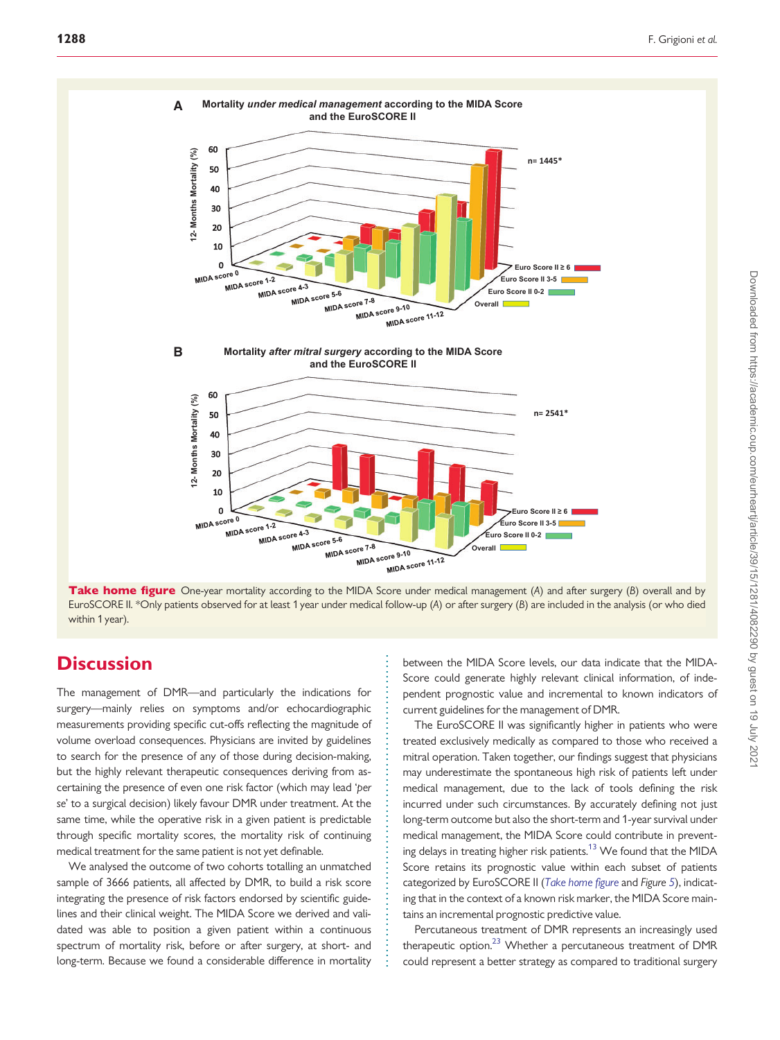**Take home figure** One-year mortality according to the MIDA Score under medical management (*A*) and after surgery (*B*) overall and by EuroSCORE II. *Only patients observed for at least 1 year under medical follow-up (*A*) or after surgery (*B*) are included in the analysis (or who died within 1 year).

# Discussion

The management of DMR—and particularly the indications for surgery—mainly relies on symptoms and/or echocardiographic measurements providing specific cut-offs reflecting the magnitude of volume overload consequences. Physicians are invited by guidelines to search for the presence of any of those during decision-making, but the highly relevant therapeutic consequences deriving from ascertaining the presence of even one risk factor (which may lead '*per se*' to a surgical decision) likely favour DMR under treatment. At the same time, while the operative risk in a given patient is predictable through specific mortality scores, the mortality risk of continuing medical treatment for the same patient is not yet definable.

We analysed the outcome of two cohorts totalling an unmatched sample of 3666 patients, all affected by DMR, to build a risk score integrating the presence of risk factors endorsed by scientific guidelines and their clinical weight. The MIDA Score we derived and validated was able to position a given patient within a continuous spectrum of mortality risk, before or after surgery, at short- and long-term. Because we found a considerable difference in mortality between the MIDA Score levels, our data indicate that the MIDA-Score could generate highly relevant clinical information, of independent prognostic value and incremental to known indicators of current guidelines for the management of DMR.

The EuroSCORE II was significantly higher in patients who were treated exclusively medically as compared to those who received a mitral operation. Taken together, our findings suggest that physicians may underestimate the spontaneous high risk of patients left under medical management, due to the lack of tools defining the risk incurred under such circumstances. By accurately defining not just long-term outcome but also the short-term and 1-year survival under medical management, the MIDA Score could contribute in preventing delays in treating higher risk patients.[13] We found that the MIDA Score retains its prognostic value within each subset of patients categorized by EuroSCORE II (*Take home figure* and *Figure 5*), indicating that in the context of a known risk marker, the MIDA Score maintains an incremental prognostic predictive value.

Percutaneous treatment of DMR represents an increasingly used therapeutic option.[23] Whether a percutaneous treatment of DMR could represent a better strategy as compared to traditional surgery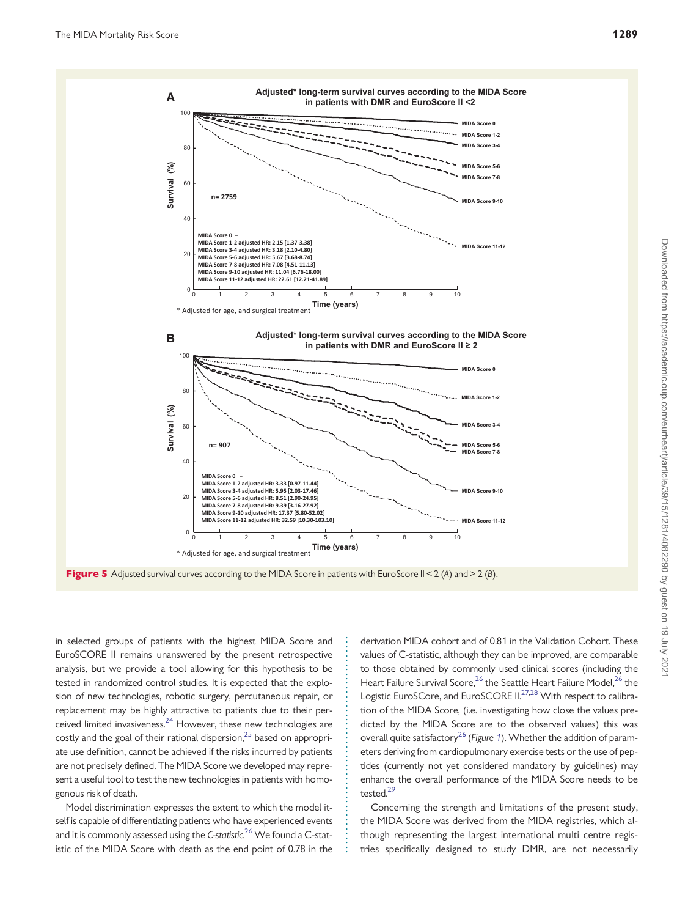**Figure 5** Adjusted survival curves according to the MIDA Score in patients with EuroScore II < 2 (*A*) and ≥ 2 (*B*).

in selected groups of patients with the highest MIDA Score and EuroSCORE II remains unanswered by the present retrospective analysis, but we provide a tool allowing for this hypothesis to be tested in randomized control studies. It is expected that the explosion of new technologies, robotic surgery, percutaneous repair, or replacement may be highly attractive to patients due to their perceived limited invasiveness.[24] However, these new technologies are costly and the goal of their rational dispersion,[25] based on appropriate use definition, cannot be achieved if the risks incurred by patients are not precisely defined. The MIDA Score we developed may represent a useful tool to test the new technologies in patients with homogenous risk of death.

Model discrimination expresses the extent to which the model itself is capable of differentiating patients who have experienced events and it is commonly assessed using the *C-statistic*.[26] We found a C-statistic of the MIDA Score with death as the end point of 0.78 in the derivation MIDA cohort and of 0.81 in the Validation Cohort. These values of C-statistic, although they can be improved, are comparable to those obtained by commonly used clinical scores (including the Heart Failure Survival Score,[26] the Seattle Heart Failure Model,[26] the Logistic EuroSCore, and EuroSCORE II.[27,28] With respect to calibration of the MIDA Score, (i.e. investigating how close the values predicted by the MIDA Score are to the observed values) this was overall quite satisfactory[26] (*Figure 1*). Whether the addition of parameters deriving from cardiopulmonary exercise tests or the use of peptides (currently not yet considered mandatory by guidelines) may enhance the overall performance of the MIDA Score needs to be tested.[29]

Concerning the strength and limitations of the present study, the MIDA Score was derived from the MIDA registries, which although representing the largest international multi centre registries specifically designed to study DMR, are not necessarily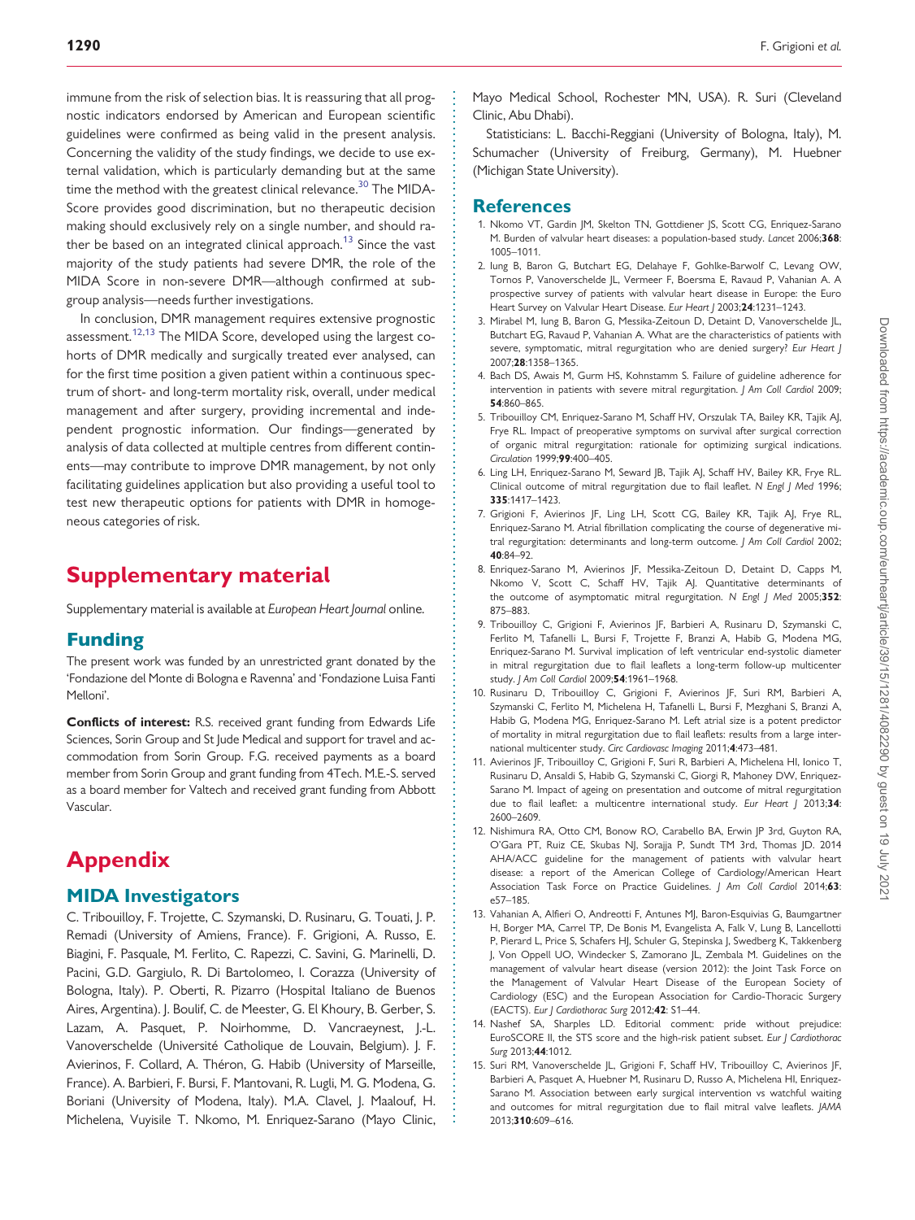immune from the risk of selection bias. It is reassuring that all prognostic indicators endorsed by American and European scientific guidelines were confirmed as being valid in the present analysis. Concerning the validity of the study findings, we decide to use external validation, which is particularly demanding but at the same time the method with the greatest clinical relevance.[30] The MIDA-Score provides good discrimination, but no therapeutic decision making should exclusively rely on a single number, and should rather be based on an integrated clinical approach.[13] Since the vast majority of the study patients had severe DMR, the role of the MIDA Score in non-severe DMR—although confirmed at subgroup analysis—needs further investigations.

In conclusion, DMR management requires extensive prognostic assessment.[12,13] The MIDA Score, developed using the largest cohorts of DMR medically and surgically treated ever analysed, can for the first time position a given patient within a continuous spectrum of short- and long-term mortality risk, overall, under medical management and after surgery, providing incremental and independent prognostic information. Our findings—generated by analysis of data collected at multiple centres from different continents—may contribute to improve DMR management, by not only facilitating guidelines application but also providing a useful tool to test new therapeutic options for patients with DMR in homogeneous categories of risk.

# Supplementary material

Supplementary material is available at *European Heart Journal* online.

## Funding

The present work was funded by an unrestricted grant donated by the 'Fondazione del Monte di Bologna e Ravenna' and 'Fondazione Luisa Fanti Melloni'.

**Conflicts of interest:** R.S. received grant funding from Edwards Life Sciences, Sorin Group and St Jude Medical and support for travel and accommodation from Sorin Group. F.G. received payments as a board member from Sorin Group and grant funding from 4Tech. M.E.-S. served as a board member for Valtech and received grant funding from Abbott Vascular.

# Appendix

## MIDA Investigators

C. Tribouilloy, F. Trojette, C. Szymanski, D. Rusinaru, G. Touati, J. P. Remadi (University of Amiens, France). F. Grigioni, A. Russo, E. Biagini, F. Pasquale, M. Ferlito, C. Rapezzi, C. Savini, G. Marinelli, D. Pacini, G.D. Gargiulo, R. Di Bartolomeo, I. Corazza (University of Bologna, Italy). P. Oberti, R. Pizarro (Hospital Italiano de Buenos Aires, Argentina). J. Boulif, C. de Meester, G. El Khoury, B. Gerber, S. Lazam, A. Pasquet, P. Noirhomme, D. Vancraeynest, J.-L. Vanoverschelde (Université Catholique de Louvain, Belgium). J. F. Avierinos, F. Collard, A. Théron, G. Habib (University of Marseille, France). A. Barbieri, F. Bursi, F. Mantovani, R. Lugli, M. G. Modena, G. Boriani (University of Modena, Italy). M.A. Clavel, J. Maalouf, H. Michelena, Vuyisile T. Nkomo, M. Enriquez-Sarano (Mayo Clinic, Mayo Medical School, Rochester MN, USA). R. Suri (Cleveland Clinic, Abu Dhabi).

Statisticians: L. Bacchi-Reggiani (University of Bologna, Italy), M. Schumacher (University of Freiburg, Germany), M. Huebner (Michigan State University).

## References

1. Nkomo VT, Gardin JM, Skelton TN, Gottdiener JS, Scott CG, Enriquez-Sarano M. Burden of valvular heart diseases: a population-based study. *Lancet* 2006;**368**:1005–1011.
2. Iung B, Baron G, Butchart EG, Delahaye F, Gohlke-Barwolf C, Levang OW, Tornos P, Vanoverschelde JL, Vermeer F, Boersma E, Ravaud P, Vahanian A. A prospective survey of patients with valvular heart disease in Europe: the Euro Heart Survey on Valvular Heart Disease. *Eur Heart J* 2003;**24**:1231–1243.
3. Mirabel M, Iung B, Baron G, Messika-Zeitoun D, Detaint D, Vanoverschelde JL, Butchart EG, Ravaud P, Vahanian A. What are the characteristics of patients with severe, symptomatic, mitral regurgitation who are denied surgery? *Eur Heart J* 2007;**28**:1358–1365.
4. Bach DS, Awais M, Gurm HS, Kohnstamm S. Failure of guideline adherence for intervention in patients with severe mitral regurgitation. *J Am Coll Cardiol* 2009;**54**:860–865.
5. Tribouilloy CM, Enriquez-Sarano M, Schaff HV, Orszulak TA, Bailey KR, Tajik AJ, Frye RL. Impact of preoperative symptoms on survival after surgical correction of organic mitral regurgitation: rationale for optimizing surgical indications. *Circulation* 1999;**99**:400–405.
6. Ling LH, Enriquez-Sarano M, Seward JB, Tajik AJ, Schaff HV, Bailey KR, Frye RL. Clinical outcome of mitral regurgitation due to flail leaflet. *N Engl J Med* 1996;**335**:1417–1423.
7. Grigioni F, Avierinos JF, Ling LH, Scott CG, Bailey KR, Tajik AJ, Frye RL, Enriquez-Sarano M. Atrial fibrillation complicating the course of degenerative mitral regurgitation: determinants and long-term outcome. *J Am Coll Cardiol* 2002;**40**:84–92.
8. Enriquez-Sarano M, Avierinos JF, Messika-Zeitoun D, Detaint D, Capps M, Nkomo V, Scott C, Schaff HV, Tajik AJ. Quantitative determinants of the outcome of asymptomatic mitral regurgitation. *N Engl J Med* 2005;**352**:875–883.
9. Tribouilloy C, Grigioni F, Avierinos JF, Barbieri A, Rusinaru D, Szymanski C, Ferlito M, Tafanelli L, Bursi F, Trojette F, Branzi A, Habib G, Modena MG, Enriquez-Sarano M. Survival implication of left ventricular end-systolic diameter in mitral regurgitation due to flail leaflets a long-term follow-up multicenter study. *J Am Coll Cardiol* 2009;**54**:1961–1968.
10. Rusinaru D, Tribouilloy C, Grigioni F, Avierinos JF, Suri RM, Barbieri A, Szymanski C, Ferlito M, Michelena H, Tafanelli L, Bursi F, Mezghani S, Branzi A, Habib G, Modena MG, Enriquez-Sarano M. Left atrial size is a potent predictor of mortality in mitral regurgitation due to flail leaflets: results from a large international multicenter study. *Circ Cardiovasc Imaging* 2011;**4**:473–481.
11. Avierinos JF, Tribouilloy C, Grigioni F, Suri R, Barbieri A, Michelena HI, Ionico T, Rusinaru D, Ansaldi S, Habib G, Szymanski C, Giorgi R, Mahoney DW, Enriquez-Sarano M. Impact of ageing on presentation and outcome of mitral regurgitation due to flail leaflet: a multicentre international study. *Eur Heart J* 2013;**34**:2600–2609.
12. Nishimura RA, Otto CM, Bonow RO, Carabello BA, Erwin JP 3rd, Guyton RA, O'Gara PT, Ruiz CE, Skubas NJ, Sorajja P, Sundt TM 3rd, Thomas JD. 2014 AHA/ACC guideline for the management of patients with valvular heart disease: a report of the American College of Cardiology/American Heart Association Task Force on Practice Guidelines. *J Am Coll Cardiol* 2014;**63**:e57–185.
13. Vahanian A, Alfieri O, Andreotti F, Antunes MJ, Baron-Esquivias G, Baumgartner H, Borger MA, Carrel TP, De Bonis M, Evangelista A, Falk V, Lung B, Lancellotti P, Pierard L, Price S, Schafers HJ, Schuler G, Stepinska J, Swedberg K, Takkenberg J, Von Oppell UO, Windecker S, Zamorano JL, Zembala M. Guidelines on the management of valvular heart disease (version 2012): the Joint Task Force on the Management of Valvular Heart Disease of the European Society of Cardiology (ESC) and the European Association for Cardio-Thoracic Surgery (EACTS). *Eur J Cardiothorac Surg* 2012;**42**: S1–44.
14. Nashef SA, Sharples LD. Editorial comment: pride without prejudice: EuroSCORE II, the STS score and the high-risk patient subset. *Eur J Cardiothorac Surg* 2013;**44**:1012.
15. Suri RM, Vanoverschelde JL, Grigioni F, Schaff HV, Tribouilloy C, Avierinos JF, Barbieri A, Pasquet A, Huebner M, Rusinaru D, Russo A, Michelena HI, Enriquez-Sarano M. Association between early surgical intervention vs watchful waiting and outcomes for mitral regurgitation due to flail mitral valve leaflets. *JAMA* 2013;**310**:609–616.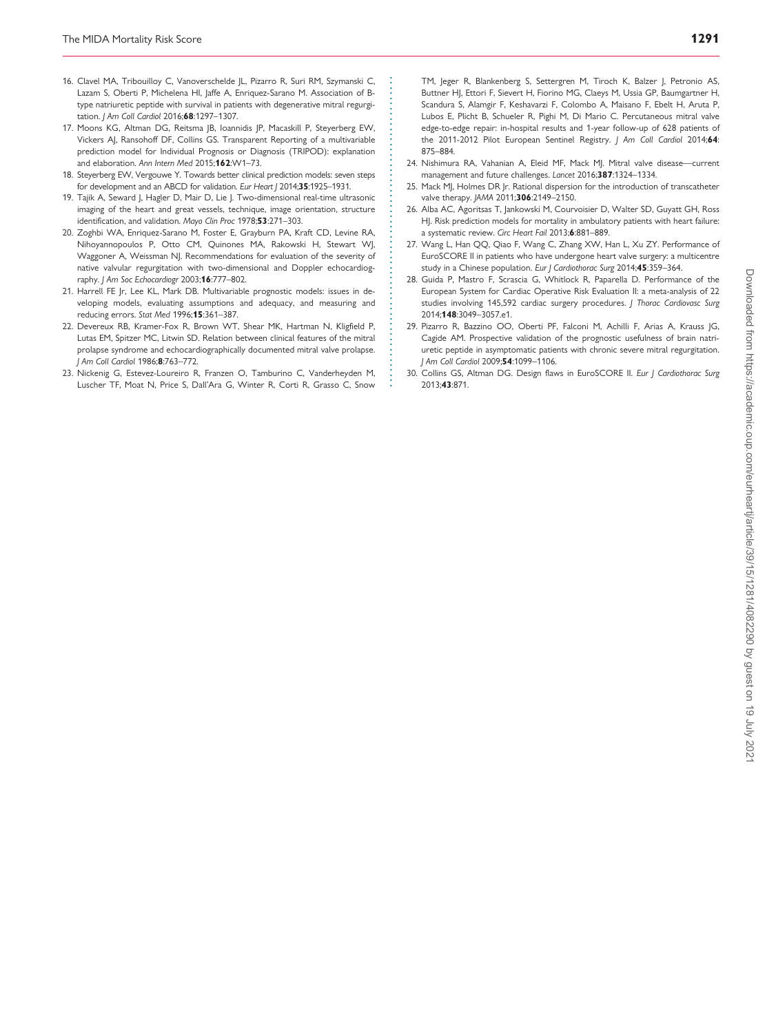16. Clavel MA, Tribouilloy C, Vanoverschelde JL, Pizarro R, Suri RM, Szymanski C, Lazam S, Oberti P, Michelena HI, Jaffe A, Enriquez-Sarano M. Association of B-type natriuretic peptide with survival in patients with degenerative mitral regurgitation. *J Am Coll Cardiol* 2016;**68**:1297–1307.
17. Moons KG, Altman DG, Reitsma JB, Ioannidis JP, Macaskill P, Steyerberg EW, Vickers AJ, Ransohoff DF, Collins GS. Transparent Reporting of a multivariable prediction model for Individual Prognosis or Diagnosis (TRIPOD): explanation and elaboration. *Ann Intern Med* 2015;**162**:W1–73.
18. Steyerberg EW, Vergouwe Y. Towards better clinical prediction models: seven steps for development and an ABCD for validation. *Eur Heart J* 2014;**35**:1925–1931.
19. Tajik A, Seward J, Hagler D, Mair D, Lie J. Two-dimensional real-time ultrasonic imaging of the heart and great vessels, technique, image orientation, structure identification, and validation. *Mayo Clin Proc* 1978;**53**:271–303.
20. Zoghbi WA, Enriquez-Sarano M, Foster E, Grayburn PA, Kraft CD, Levine RA, Nihoyannopoulos P, Otto CM, Quinones MA, Rakowski H, Stewart WJ, Waggoner A, Weissman NJ. Recommendations for evaluation of the severity of native valvular regurgitation with two-dimensional and Doppler echocardiography. *J Am Soc Echocardiogr* 2003;**16**:777–802.
21. Harrell FE Jr, Lee KL, Mark DB. Multivariable prognostic models: issues in developing models, evaluating assumptions and adequacy, and measuring and reducing errors. *Stat Med* 1996;**15**:361–387.
22. Devereux RB, Kramer-Fox R, Brown WT, Shear MK, Hartman N, Kligfield P, Lutas EM, Spitzer MC, Litwin SD. Relation between clinical features of the mitral prolapse syndrome and echocardiographically documented mitral valve prolapse. *J Am Coll Cardiol* 1986;**8**:763–772.
23. Nickenig G, Estevez-Loureiro R, Franzen O, Tamburino C, Vanderheyden M, Luscher TF, Moat N, Price S, Dall'Ara G, Winter R, Corti R, Grasso C, Snow TM, Jeger R, Blankenberg S, Settergren M, Tiroch K, Balzer J, Petronio AS, Buttner HJ, Ettori F, Sievert H, Fiorino MG, Claeys M, Ussia GP, Baumgartner H, Scandura S, Alamgir F, Keshavarzi F, Colombo A, Maisano F, Ebelt H, Aruta P, Lubos E, Plicht B, Schueler R, Pighi M, Di Mario C. Percutaneous mitral valve edge-to-edge repair: in-hospital results and 1-year follow-up of 628 patients of the 2011-2012 Pilot European Sentinel Registry. *J Am Coll Cardiol* 2014;**64**: 875–884.
24. Nishimura RA, Vahanian A, Eleid MF, Mack MJ. Mitral valve disease—current management and future challenges. *Lancet* 2016;**387**:1324–1334.
25. Mack MJ, Holmes DR Jr. Rational dispersion for the introduction of transcatheter valve therapy. *JAMA* 2011;**306**:2149–2150.
26. Alba AC, Agoritsas T, Jankowski M, Courvoisier D, Walter SD, Guyatt GH, Ross HJ. Risk prediction models for mortality in ambulatory patients with heart failure: a systematic review. *Circ Heart Fail* 2013;**6**:881–889.
27. Wang L, Han QQ, Qiao F, Wang C, Zhang XW, Han L, Xu ZY. Performance of EuroSCORE II in patients who have undergone heart valve surgery: a multicentre study in a Chinese population. *Eur J Cardiothorac Surg* 2014;**45**:359–364.
28. Guida P, Mastro F, Scrascia G, Whitlock R, Paparella D. Performance of the European System for Cardiac Operative Risk Evaluation II: a meta-analysis of 22 studies involving 145,592 cardiac surgery procedures. *J Thorac Cardiovasc Surg* 2014;**148**:3049–3057.e1.
29. Pizarro R, Bazzino OO, Oberti PF, Falconi M, Achilli F, Arias A, Krauss JG, Cagide AM. Prospective validation of the prognostic usefulness of brain natriuretic peptide in asymptomatic patients with chronic severe mitral regurgitation. *J Am Coll Cardiol* 2009;**54**:1099–1106.
30. Collins GS, Altman DG. Design flaws in EuroSCORE II. *Eur J Cardiothorac Surg* 2013;**43**:871.